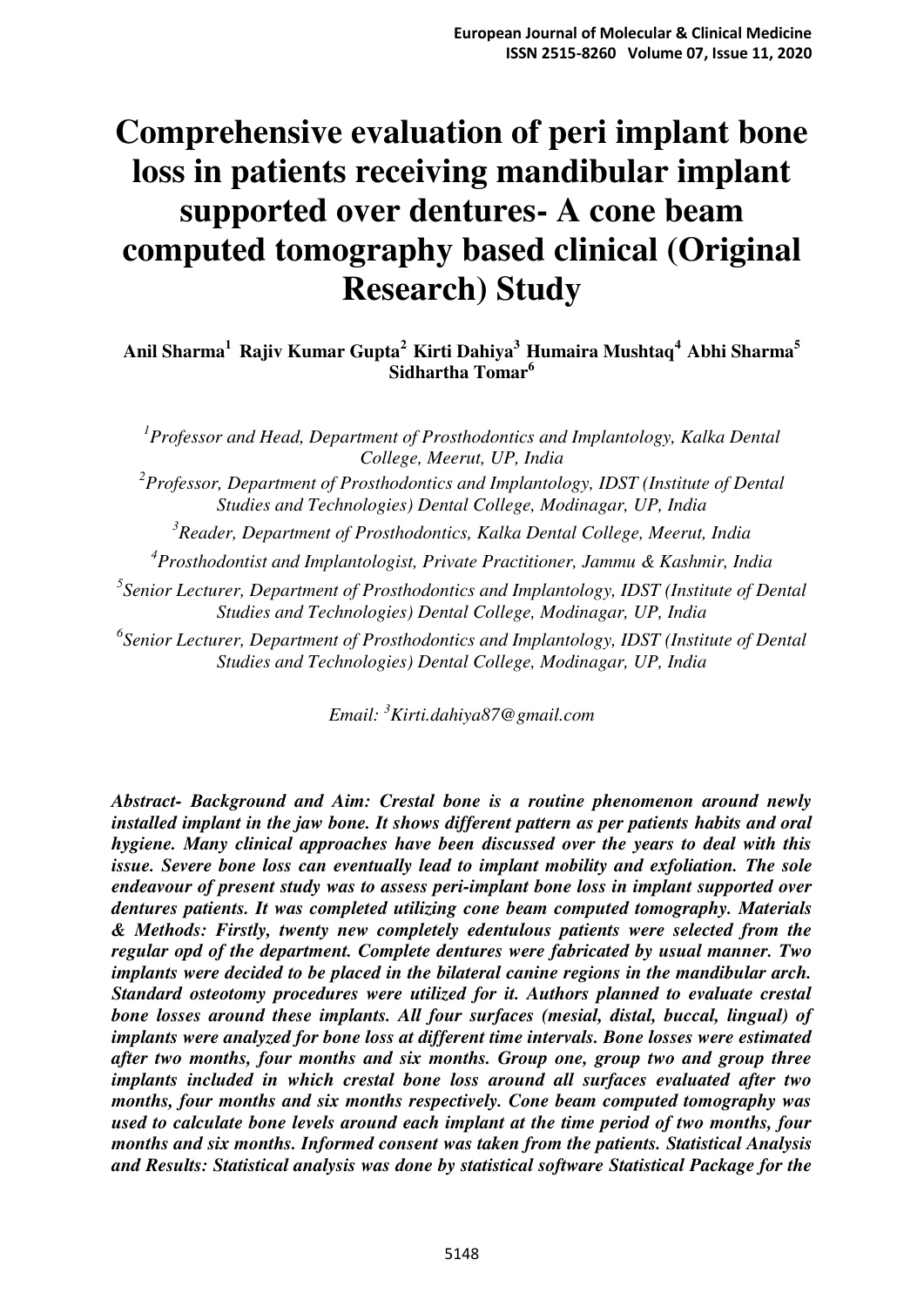# Comprehensive evaluation of peri implant bone loss in patients receiving mandibular implant supported over dentures- A cone beam computed tomography based clinical (Original Research) Study

**Anil Sharma[1] Rajiv Kumar Gupta[2] Kirti Dahiya[3] Humaira Mushtaq[4] Abhi Sharma[5] Sidhartha Tomar[6]**

*[1]Professor and Head, Department of Prosthodontics and Implantology, Kalka Dental College, Meerut, UP, India*

*[2]Professor, Department of Prosthodontics and Implantology, IDST (Institute of Dental Studies and Technologies) Dental College, Modinagar, UP, India*

*[3]Reader, Department of Prosthodontics, Kalka Dental College, Meerut, India*

*[4]Prosthodontist and Implantologist, Private Practitioner, Jammu & Kashmir, India*

*[5]Senior Lecturer, Department of Prosthodontics and Implantology, IDST (Institute of Dental Studies and Technologies) Dental College, Modinagar, UP, India*

*[6]Senior Lecturer, Department of Prosthodontics and Implantology, IDST (Institute of Dental Studies and Technologies) Dental College, Modinagar, UP, India*

*Email: [3]Kirti.dahiya87@gmail.com*

***Abstract- Background and Aim: Crestal bone is a routine phenomenon around newly installed implant in the jaw bone. It shows different pattern as per patients habits and oral hygiene. Many clinical approaches have been discussed over the years to deal with this issue. Severe bone loss can eventually lead to implant mobility and exfoliation. The sole endeavour of present study was to assess peri-implant bone loss in implant supported over dentures patients. It was completed utilizing cone beam computed tomography. Materials & Methods: Firstly, twenty new completely edentulous patients were selected from the regular opd of the department. Complete dentures were fabricated by usual manner. Two implants were decided to be placed in the bilateral canine regions in the mandibular arch. Standard osteotomy procedures were utilized for it. Authors planned to evaluate crestal bone losses around these implants. All four surfaces (mesial, distal, buccal, lingual) of implants were analyzed for bone loss at different time intervals. Bone losses were estimated after two months, four months and six months. Group one, group two and group three implants included in which crestal bone loss around all surfaces evaluated after two months, four months and six months respectively. Cone beam computed tomography was used to calculate bone levels around each implant at the time period of two months, four months and six months. Informed consent was taken from the patients. Statistical Analysis and Results: Statistical analysis was done by statistical software Statistical Package for the***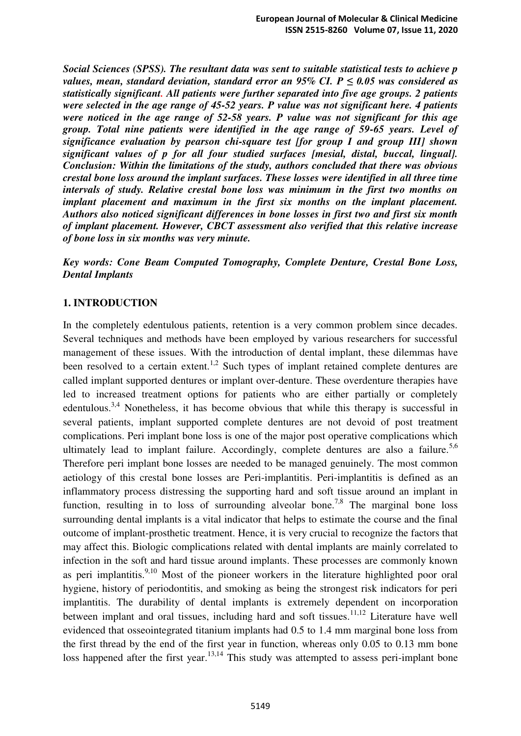***Social Sciences (SPSS). The resultant data was sent to suitable statistical tests to achieve p values, mean, standard deviation, standard error an 95% CI. P ≤ 0.05 was considered as statistically significant. All patients were further separated into five age groups. 2 patients were selected in the age range of 45-52 years. P value was not significant here. 4 patients were noticed in the age range of 52-58 years. P value was not significant for this age group. Total nine patients were identified in the age range of 59-65 years. Level of significance evaluation by pearson chi-square test [for group I and group III] shown significant values of p for all four studied surfaces [mesial, distal, buccal, lingual]. Conclusion: Within the limitations of the study, authors concluded that there was obvious crestal bone loss around the implant surfaces. These losses were identified in all three time intervals of study. Relative crestal bone loss was minimum in the first two months on implant placement and maximum in the first six months on the implant placement. Authors also noticed significant differences in bone losses in first two and first six month of implant placement. However, CBCT assessment also verified that this relative increase of bone loss in six months was very minute.***

***Key words: Cone Beam Computed Tomography, Complete Denture, Crestal Bone Loss, Dental Implants***

## 1. INTRODUCTION

In the completely edentulous patients, retention is a very common problem since decades. Several techniques and methods have been employed by various researchers for successful management of these issues. With the introduction of dental implant, these dilemmas have been resolved to a certain extent.[1,2] Such types of implant retained complete dentures are called implant supported dentures or implant over-denture. These overdenture therapies have led to increased treatment options for patients who are either partially or completely edentulous.[3,4] Nonetheless, it has become obvious that while this therapy is successful in several patients, implant supported complete dentures are not devoid of post treatment complications. Peri implant bone loss is one of the major post operative complications which ultimately lead to implant failure. Accordingly, complete dentures are also a failure.[5,6] Therefore peri implant bone losses are needed to be managed genuinely. The most common aetiology of this crestal bone losses are Peri-implantitis. Peri-implantitis is defined as an inflammatory process distressing the supporting hard and soft tissue around an implant in function, resulting in to loss of surrounding alveolar bone.[7,8] The marginal bone loss surrounding dental implants is a vital indicator that helps to estimate the course and the final outcome of implant-prosthetic treatment. Hence, it is very crucial to recognize the factors that may affect this. Biologic complications related with dental implants are mainly correlated to infection in the soft and hard tissue around implants. These processes are commonly known as peri implantitis.[9,10] Most of the pioneer workers in the literature highlighted poor oral hygiene, history of periodontitis, and smoking as being the strongest risk indicators for peri implantitis. The durability of dental implants is extremely dependent on incorporation between implant and oral tissues, including hard and soft tissues.[11,12] Literature have well evidenced that osseointegrated titanium implants had 0.5 to 1.4 mm marginal bone loss from the first thread by the end of the first year in function, whereas only 0.05 to 0.13 mm bone loss happened after the first year.[13,14] This study was attempted to assess peri-implant bone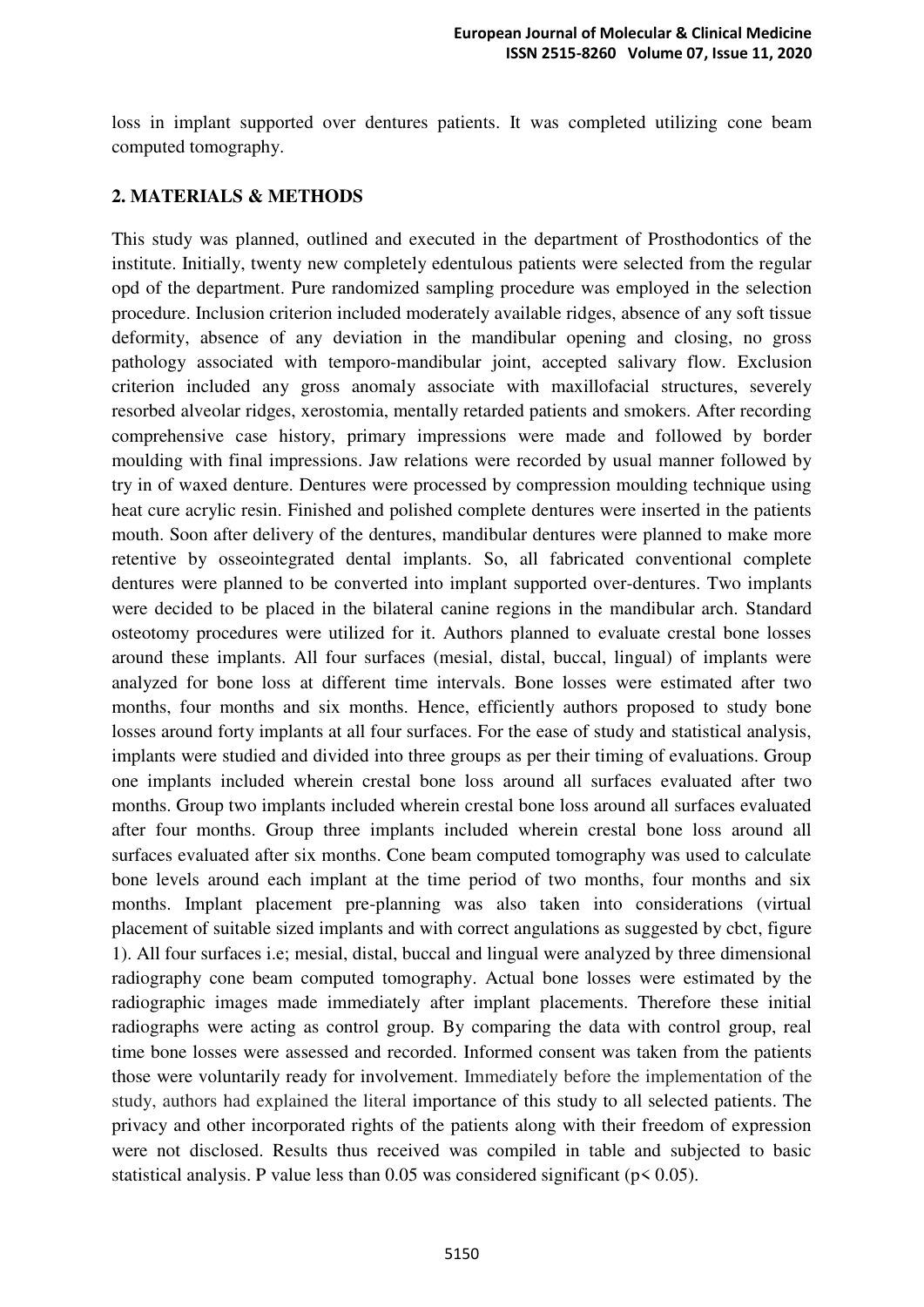loss in implant supported over dentures patients. It was completed utilizing cone beam computed tomography.

## 2. MATERIALS & METHODS

This study was planned, outlined and executed in the department of Prosthodontics of the institute. Initially, twenty new completely edentulous patients were selected from the regular opd of the department. Pure randomized sampling procedure was employed in the selection procedure. Inclusion criterion included moderately available ridges, absence of any soft tissue deformity, absence of any deviation in the mandibular opening and closing, no gross pathology associated with temporo-mandibular joint, accepted salivary flow. Exclusion criterion included any gross anomaly associate with maxillofacial structures, severely resorbed alveolar ridges, xerostomia, mentally retarded patients and smokers. After recording comprehensive case history, primary impressions were made and followed by border moulding with final impressions. Jaw relations were recorded by usual manner followed by try in of waxed denture. Dentures were processed by compression moulding technique using heat cure acrylic resin. Finished and polished complete dentures were inserted in the patients mouth. Soon after delivery of the dentures, mandibular dentures were planned to make more retentive by osseointegrated dental implants. So, all fabricated conventional complete dentures were planned to be converted into implant supported over-dentures. Two implants were decided to be placed in the bilateral canine regions in the mandibular arch. Standard osteotomy procedures were utilized for it. Authors planned to evaluate crestal bone losses around these implants. All four surfaces (mesial, distal, buccal, lingual) of implants were analyzed for bone loss at different time intervals. Bone losses were estimated after two months, four months and six months. Hence, efficiently authors proposed to study bone losses around forty implants at all four surfaces. For the ease of study and statistical analysis, implants were studied and divided into three groups as per their timing of evaluations. Group one implants included wherein crestal bone loss around all surfaces evaluated after two months. Group two implants included wherein crestal bone loss around all surfaces evaluated after four months. Group three implants included wherein crestal bone loss around all surfaces evaluated after six months. Cone beam computed tomography was used to calculate bone levels around each implant at the time period of two months, four months and six months. Implant placement pre-planning was also taken into considerations (virtual placement of suitable sized implants and with correct angulations as suggested by cbct, figure 1). All four surfaces i.e; mesial, distal, buccal and lingual were analyzed by three dimensional radiography cone beam computed tomography. Actual bone losses were estimated by the radiographic images made immediately after implant placements. Therefore these initial radiographs were acting as control group. By comparing the data with control group, real time bone losses were assessed and recorded. Informed consent was taken from the patients those were voluntarily ready for involvement. Immediately before the implementation of the study, authors had explained the literal importance of this study to all selected patients. The privacy and other incorporated rights of the patients along with their freedom of expression were not disclosed. Results thus received was compiled in table and subjected to basic statistical analysis. P value less than 0.05 was considered significant ($p < 0.05$).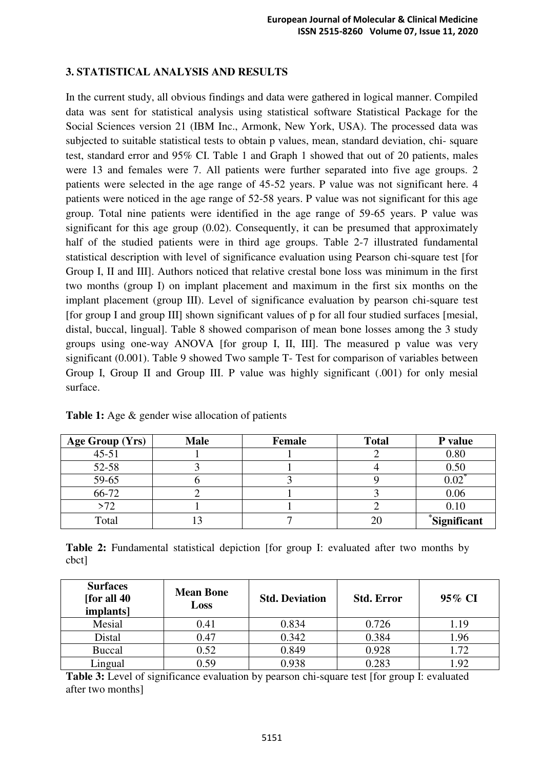## 3. STATISTICAL ANALYSIS AND RESULTS

In the current study, all obvious findings and data were gathered in logical manner. Compiled data was sent for statistical analysis using statistical software Statistical Package for the Social Sciences version 21 (IBM Inc., Armonk, New York, USA). The processed data was subjected to suitable statistical tests to obtain p values, mean, standard deviation, chi- square test, standard error and 95% CI. Table 1 and Graph 1 showed that out of 20 patients, males were 13 and females were 7. All patients were further separated into five age groups. 2 patients were selected in the age range of 45-52 years. P value was not significant here. 4 patients were noticed in the age range of 52-58 years. P value was not significant for this age group. Total nine patients were identified in the age range of 59-65 years. P value was significant for this age group (0.02). Consequently, it can be presumed that approximately half of the studied patients were in third age groups. Table 2-7 illustrated fundamental statistical description with level of significance evaluation using Pearson chi-square test [for Group I, II and III]. Authors noticed that relative crestal bone loss was minimum in the first two months (group I) on implant placement and maximum in the first six months on the implant placement (group III). Level of significance evaluation by pearson chi-square test [for group I and group III] shown significant values of p for all four studied surfaces [mesial, distal, buccal, lingual]. Table 8 showed comparison of mean bone losses among the 3 study groups using one-way ANOVA [for group I, II, III]. The measured p value was very significant (0.001). Table 9 showed Two sample T- Test for comparison of variables between Group I, Group II and Group III. P value was highly significant (.001) for only mesial surface.

**Table 1:** Age & gender wise allocation of patients

| Age Group (Yrs) | Male | Female | Total | P value |
|---|---|---|---|---|
| 45-51 | 1 | 1 | 2 | 0.80 |
| 52-58 | 3 | 1 | 4 | 0.50 |
| 59-65 | 6 | 3 | 9 | 0.02* |
| 66-72 | 2 | 1 | 3 | 0.06 |
| >72 | 1 | 1 | 2 | 0.10 |
| Total | 13 | 7 | 20 | *Significant |

**Table 2:** Fundamental statistical depiction [for group I: evaluated after two months by cbct]

| Surfaces [for all 40 implants] | Mean Bone Loss | Std. Deviation | Std. Error | 95% CI |
|---|---|---|---|---|
| Mesial | 0.41 | 0.834 | 0.726 | 1.19 |
| Distal | 0.47 | 0.342 | 0.384 | 1.96 |
| Buccal | 0.52 | 0.849 | 0.928 | 1.72 |
| Lingual | 0.59 | 0.938 | 0.283 | 1.92 |

**Table 3:** Level of significance evaluation by pearson chi-square test [for group I: evaluated after two months]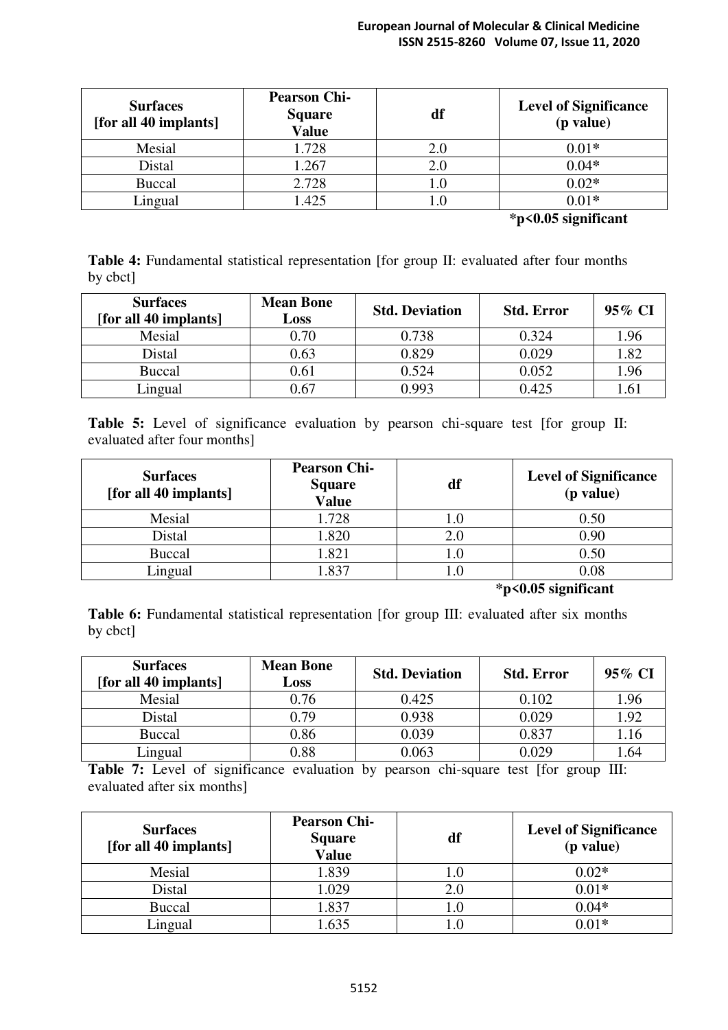| Surfaces [for all 40 implants] | Pearson Chi-Square Value | df | Level of Significance (p value) |
|---|---|---|---|
| Mesial | 1.728 | 2.0 | 0.01* |
| Distal | 1.267 | 2.0 | 0.04* |
| Buccal | 2.728 | 1.0 | 0.02* |
| Lingual | 1.425 | 1.0 | 0.01* |

**$*p<0.05$ significant**

**Table 4:** Fundamental statistical representation [for group II: evaluated after four months by cbct]

| Surfaces [for all 40 implants] | Mean Bone Loss | Std. Deviation | Std. Error | 95% CI |
|---|---|---|---|---|
| Mesial | 0.70 | 0.738 | 0.324 | 1.96 |
| Distal | 0.63 | 0.829 | 0.029 | 1.82 |
| Buccal | 0.61 | 0.524 | 0.052 | 1.96 |
| Lingual | 0.67 | 0.993 | 0.425 | 1.61 |

**Table 5:** Level of significance evaluation by pearson chi-square test [for group II: evaluated after four months]

| Surfaces [for all 40 implants] | Pearson Chi-Square Value | df | Level of Significance (p value) |
|---|---|---|---|
| Mesial | 1.728 | 1.0 | 0.50 |
| Distal | 1.820 | 2.0 | 0.90 |
| Buccal | 1.821 | 1.0 | 0.50 |
| Lingual | 1.837 | 1.0 | 0.08 |

**$*p<0.05$ significant**

**Table 6:** Fundamental statistical representation [for group III: evaluated after six months by cbct]

| Surfaces [for all 40 implants] | Mean Bone Loss | Std. Deviation | Std. Error | 95% CI |
|---|---|---|---|---|
| Mesial | 0.76 | 0.425 | 0.102 | 1.96 |
| Distal | 0.79 | 0.938 | 0.029 | 1.92 |
| Buccal | 0.86 | 0.039 | 0.837 | 1.16 |
| Lingual | 0.88 | 0.063 | 0.029 | 1.64 |

**Table 7:** Level of significance evaluation by pearson chi-square test [for group III: evaluated after six months]

| Surfaces [for all 40 implants] | Pearson Chi-Square Value | df | Level of Significance (p value) |
|---|---|---|---|
| Mesial | 1.839 | 1.0 | 0.02* |
| Distal | 1.029 | 2.0 | 0.01* |
| Buccal | 1.837 | 1.0 | 0.04* |
| Lingual | 1.635 | 1.0 | 0.01* |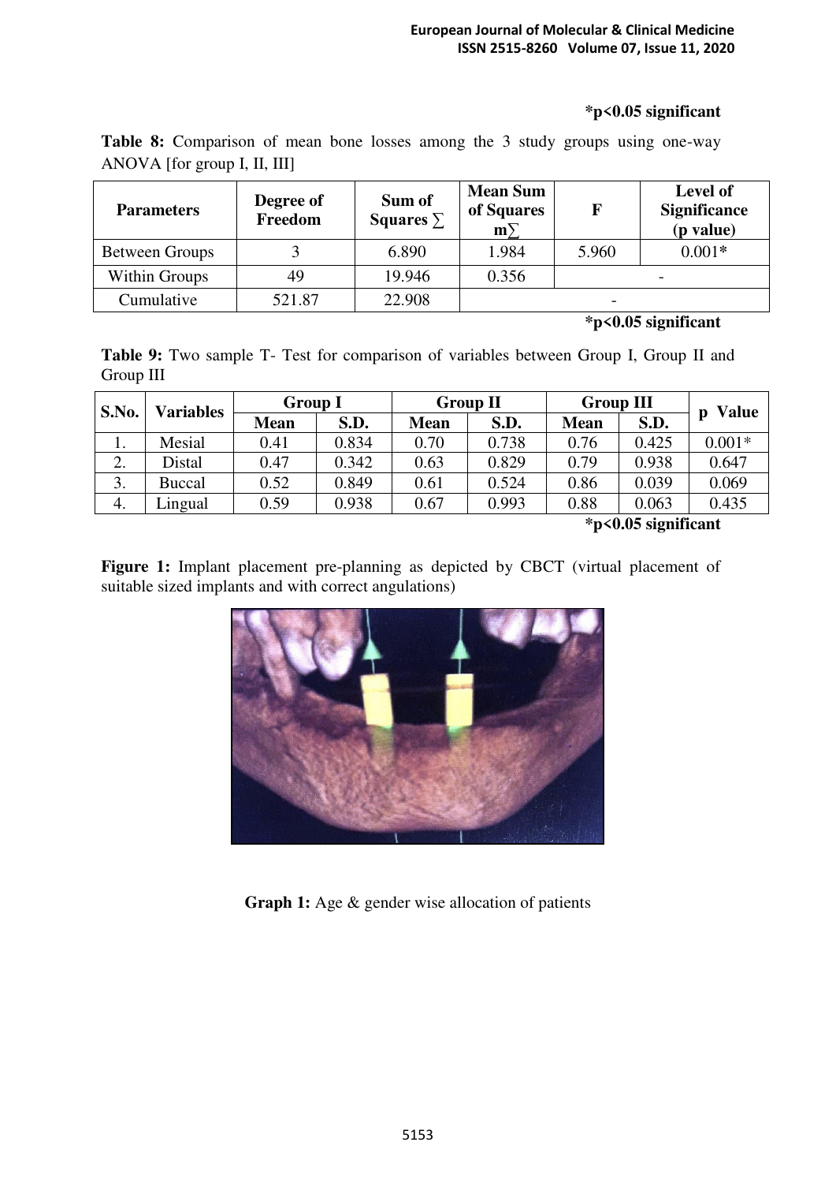**\*p<0.05 significant**

**Table 8:** Comparison of mean bone losses among the 3 study groups using one-way ANOVA [for group I, II, III]

| Parameters | Degree of Freedom | Sum of Squares ∑ | Mean Sum of Squares m∑ | F | Level of Significance (p value) |
|---|---|---|---|---|---|
| Between Groups | 3 | 6.890 | 1.984 | 5.960 | 0.001* |
| Within Groups | 49 | 19.946 | 0.356 | - | |
| Cumulative | 521.87 | 22.908 | - | | |

**\*p<0.05 significant**

**Table 9:** Two sample T- Test for comparison of variables between Group I, Group II and Group III

| S.No. | Variables | Group I | | Group II | | Group III | | p Value |
|---|---|---|---|---|---|---|---|---|
| | | Mean | S.D. | Mean | S.D. | Mean | S.D. | |
| 1. | Mesial | 0.41 | 0.834 | 0.70 | 0.738 | 0.76 | 0.425 | 0.001* |
| 2. | Distal | 0.47 | 0.342 | 0.63 | 0.829 | 0.79 | 0.938 | 0.647 |
| 3. | Buccal | 0.52 | 0.849 | 0.61 | 0.524 | 0.86 | 0.039 | 0.069 |
| 4. | Lingual | 0.59 | 0.938 | 0.67 | 0.993 | 0.88 | 0.063 | 0.435 |

**\*p<0.05 significant**

**Figure 1:** Implant placement pre-planning as depicted by CBCT (virtual placement of suitable sized implants and with correct angulations)

**Graph 1:** Age & gender wise allocation of patients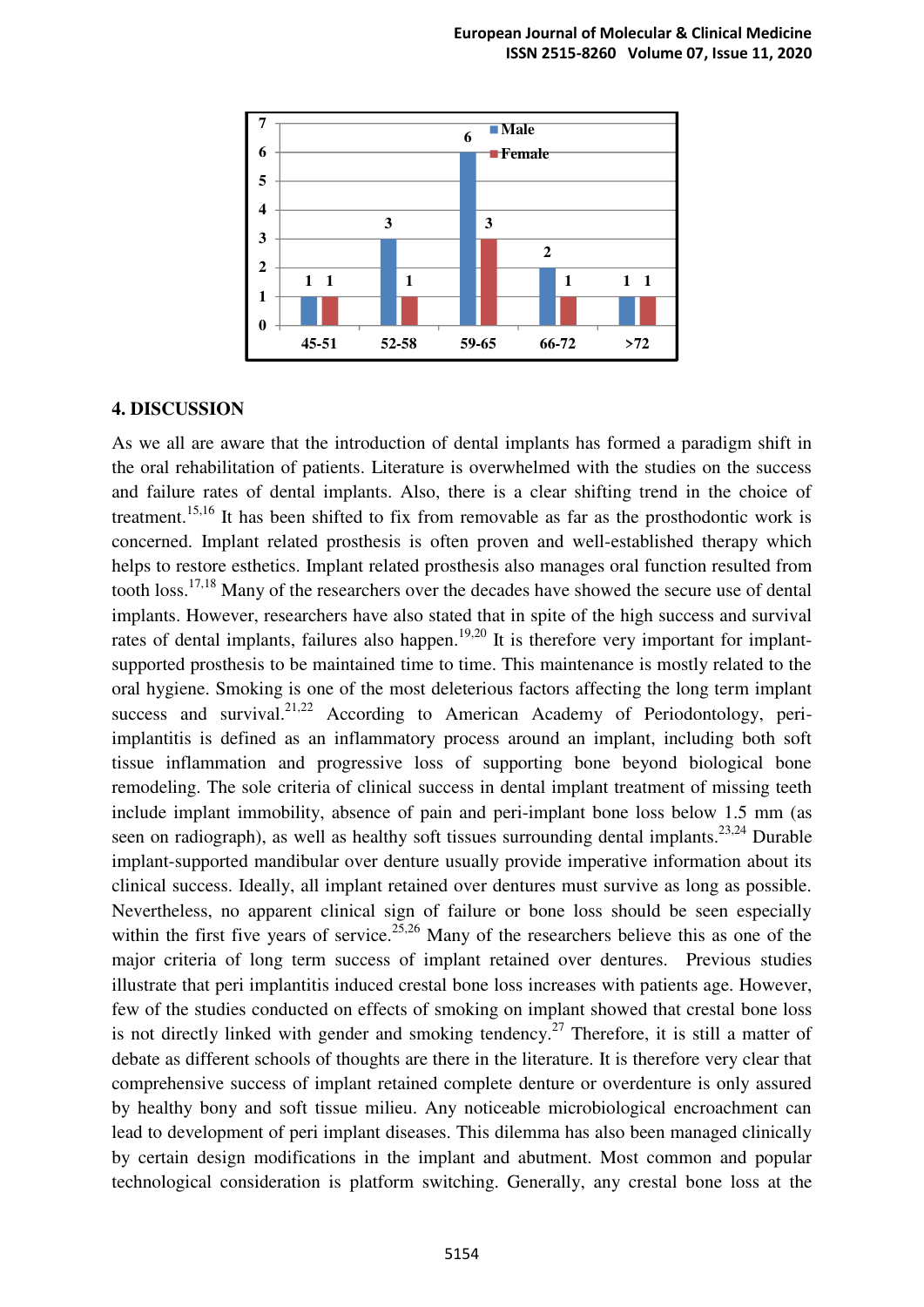| Age group | Male | Female |
|---|---|---|
| 45-51 | 1 | 1 |
| 52-58 | 3 | 1 |
| 59-65 | 6 | 3 |
| 66-72 | 2 | 1 |
| >72 | 1 | 1 |

## 4. DISCUSSION

As we all are aware that the introduction of dental implants has formed a paradigm shift in the oral rehabilitation of patients. Literature is overwhelmed with the studies on the success and failure rates of dental implants. Also, there is a clear shifting trend in the choice of treatment.[15,16] It has been shifted to fix from removable as far as the prosthodontic work is concerned. Implant related prosthesis is often proven and well-established therapy which helps to restore esthetics. Implant related prosthesis also manages oral function resulted from tooth loss.[17,18] Many of the researchers over the decades have showed the secure use of dental implants. However, researchers have also stated that in spite of the high success and survival rates of dental implants, failures also happen.[19,20] It is therefore very important for implant-supported prosthesis to be maintained time to time. This maintenance is mostly related to the oral hygiene. Smoking is one of the most deleterious factors affecting the long term implant success and survival.[21,22] According to American Academy of Periodontology, peri-implantitis is defined as an inflammatory process around an implant, including both soft tissue inflammation and progressive loss of supporting bone beyond biological bone remodeling. The sole criteria of clinical success in dental implant treatment of missing teeth include implant immobility, absence of pain and peri-implant bone loss below 1.5 mm (as seen on radiograph), as well as healthy soft tissues surrounding dental implants.[23,24] Durable implant-supported mandibular over denture usually provide imperative information about its clinical success. Ideally, all implant retained over dentures must survive as long as possible. Nevertheless, no apparent clinical sign of failure or bone loss should be seen especially within the first five years of service.[25,26] Many of the researchers believe this as one of the major criteria of long term success of implant retained over dentures. Previous studies illustrate that peri implantitis induced crestal bone loss increases with patients age. However, few of the studies conducted on effects of smoking on implant showed that crestal bone loss is not directly linked with gender and smoking tendency.[27] Therefore, it is still a matter of debate as different schools of thoughts are there in the literature. It is therefore very clear that comprehensive success of implant retained complete denture or overdenture is only assured by healthy bony and soft tissue milieu. Any noticeable microbiological encroachment can lead to development of peri implant diseases. This dilemma has also been managed clinically by certain design modifications in the implant and abutment. Most common and popular technological consideration is platform switching. Generally, any crestal bone loss at the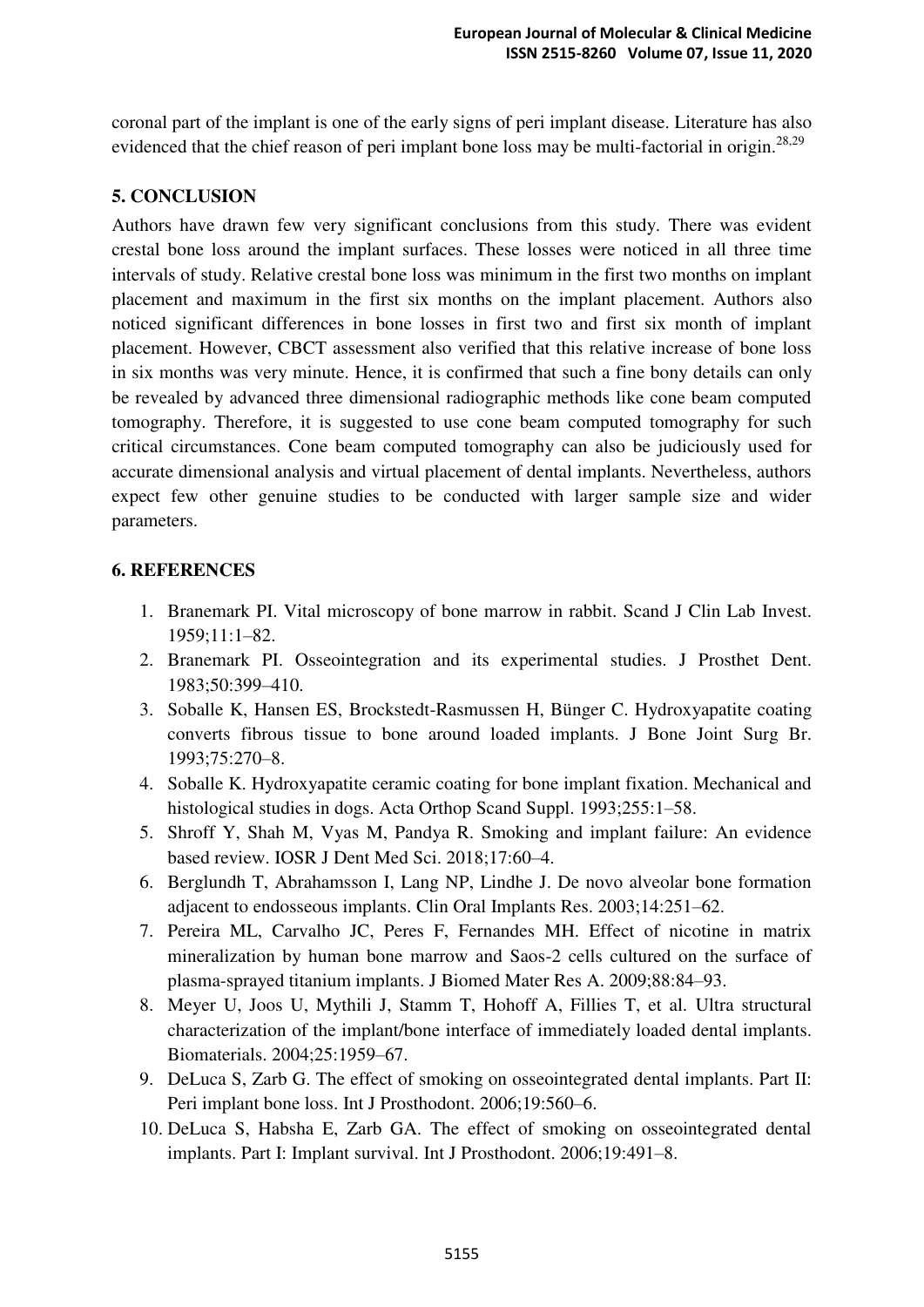coronal part of the implant is one of the early signs of peri implant disease. Literature has also evidenced that the chief reason of peri implant bone loss may be multi-factorial in origin.[28,29]

## 5. CONCLUSION

Authors have drawn few very significant conclusions from this study. There was evident crestal bone loss around the implant surfaces. These losses were noticed in all three time intervals of study. Relative crestal bone loss was minimum in the first two months on implant placement and maximum in the first six months on the implant placement. Authors also noticed significant differences in bone losses in first two and first six month of implant placement. However, CBCT assessment also verified that this relative increase of bone loss in six months was very minute. Hence, it is confirmed that such a fine bony details can only be revealed by advanced three dimensional radiographic methods like cone beam computed tomography. Therefore, it is suggested to use cone beam computed tomography for such critical circumstances. Cone beam computed tomography can also be judiciously used for accurate dimensional analysis and virtual placement of dental implants. Nevertheless, authors expect few other genuine studies to be conducted with larger sample size and wider parameters.

## 6. REFERENCES

1. Branemark PI. Vital microscopy of bone marrow in rabbit. Scand J Clin Lab Invest. 1959;11:1–82.
2. Branemark PI. Osseointegration and its experimental studies. J Prosthet Dent. 1983;50:399–410.
3. Soballe K, Hansen ES, Brockstedt-Rasmussen H, Bünger C. Hydroxyapatite coating converts fibrous tissue to bone around loaded implants. J Bone Joint Surg Br. 1993;75:270–8.
4. Soballe K. Hydroxyapatite ceramic coating for bone implant fixation. Mechanical and histological studies in dogs. Acta Orthop Scand Suppl. 1993;255:1–58.
5. Shroff Y, Shah M, Vyas M, Pandya R. Smoking and implant failure: An evidence based review. IOSR J Dent Med Sci. 2018;17:60–4.
6. Berglundh T, Abrahamsson I, Lang NP, Lindhe J. De novo alveolar bone formation adjacent to endosseous implants. Clin Oral Implants Res. 2003;14:251–62.
7. Pereira ML, Carvalho JC, Peres F, Fernandes MH. Effect of nicotine in matrix mineralization by human bone marrow and Saos-2 cells cultured on the surface of plasma-sprayed titanium implants. J Biomed Mater Res A. 2009;88:84–93.
8. Meyer U, Joos U, Mythili J, Stamm T, Hohoff A, Fillies T, et al. Ultra structural characterization of the implant/bone interface of immediately loaded dental implants. Biomaterials. 2004;25:1959–67.
9. DeLuca S, Zarb G. The effect of smoking on osseointegrated dental implants. Part II: Peri implant bone loss. Int J Prosthodont. 2006;19:560–6.
10. DeLuca S, Habsha E, Zarb GA. The effect of smoking on osseointegrated dental implants. Part I: Implant survival. Int J Prosthodont. 2006;19:491–8.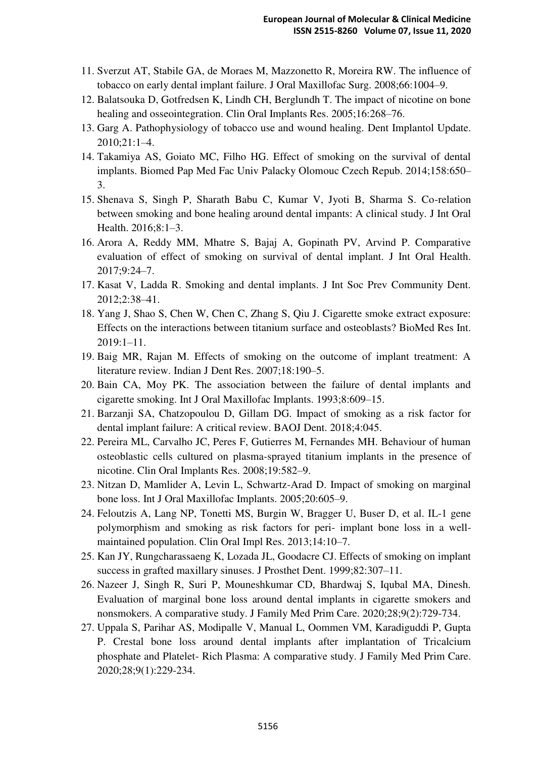11. Sverzut AT, Stabile GA, de Moraes M, Mazzonetto R, Moreira RW. The influence of tobacco on early dental implant failure. J Oral Maxillofac Surg. 2008;66:1004–9.
12. Balatsouka D, Gotfredsen K, Lindh CH, Berglundh T. The impact of nicotine on bone healing and osseointegration. Clin Oral Implants Res. 2005;16:268–76.
13. Garg A. Pathophysiology of tobacco use and wound healing. Dent Implantol Update. 2010;21:1–4.
14. Takamiya AS, Goiato MC, Filho HG. Effect of smoking on the survival of dental implants. Biomed Pap Med Fac Univ Palacky Olomouc Czech Repub. 2014;158:650–3.
15. Shenava S, Singh P, Sharath Babu C, Kumar V, Jyoti B, Sharma S. Co-relation between smoking and bone healing around dental impants: A clinical study. J Int Oral Health. 2016;8:1–3.
16. Arora A, Reddy MM, Mhatre S, Bajaj A, Gopinath PV, Arvind P. Comparative evaluation of effect of smoking on survival of dental implant. J Int Oral Health. 2017;9:24–7.
17. Kasat V, Ladda R. Smoking and dental implants. J Int Soc Prev Community Dent. 2012;2:38–41.
18. Yang J, Shao S, Chen W, Chen C, Zhang S, Qiu J. Cigarette smoke extract exposure: Effects on the interactions between titanium surface and osteoblasts? BioMed Res Int. 2019:1–11.
19. Baig MR, Rajan M. Effects of smoking on the outcome of implant treatment: A literature review. Indian J Dent Res. 2007;18:190–5.
20. Bain CA, Moy PK. The association between the failure of dental implants and cigarette smoking. Int J Oral Maxillofac Implants. 1993;8:609–15.
21. Barzanji SA, Chatzopoulou D, Gillam DG. Impact of smoking as a risk factor for dental implant failure: A critical review. BAOJ Dent. 2018;4:045.
22. Pereira ML, Carvalho JC, Peres F, Gutierres M, Fernandes MH. Behaviour of human osteoblastic cells cultured on plasma-sprayed titanium implants in the presence of nicotine. Clin Oral Implants Res. 2008;19:582–9.
23. Nitzan D, Mamlider A, Levin L, Schwartz-Arad D. Impact of smoking on marginal bone loss. Int J Oral Maxillofac Implants. 2005;20:605–9.
24. Feloutzis A, Lang NP, Tonetti MS, Burgin W, Bragger U, Buser D, et al. IL-1 gene polymorphism and smoking as risk factors for peri- implant bone loss in a well-maintained population. Clin Oral Impl Res. 2013;14:10–7.
25. Kan JY, Rungcharassaeng K, Lozada JL, Goodacre CJ. Effects of smoking on implant success in grafted maxillary sinuses. J Prosthet Dent. 1999;82:307–11.
26. Nazeer J, Singh R, Suri P, Mouneshkumar CD, Bhardwaj S, Iqubal MA, Dinesh. Evaluation of marginal bone loss around dental implants in cigarette smokers and nonsmokers. A comparative study. J Family Med Prim Care. 2020;28;9(2):729-734.
27. Uppala S, Parihar AS, Modipalle V, Manual L, Oommen VM, Karadiguddi P, Gupta P. Crestal bone loss around dental implants after implantation of Tricalcium phosphate and Platelet- Rich Plasma: A comparative study. J Family Med Prim Care. 2020;28;9(1):229-234.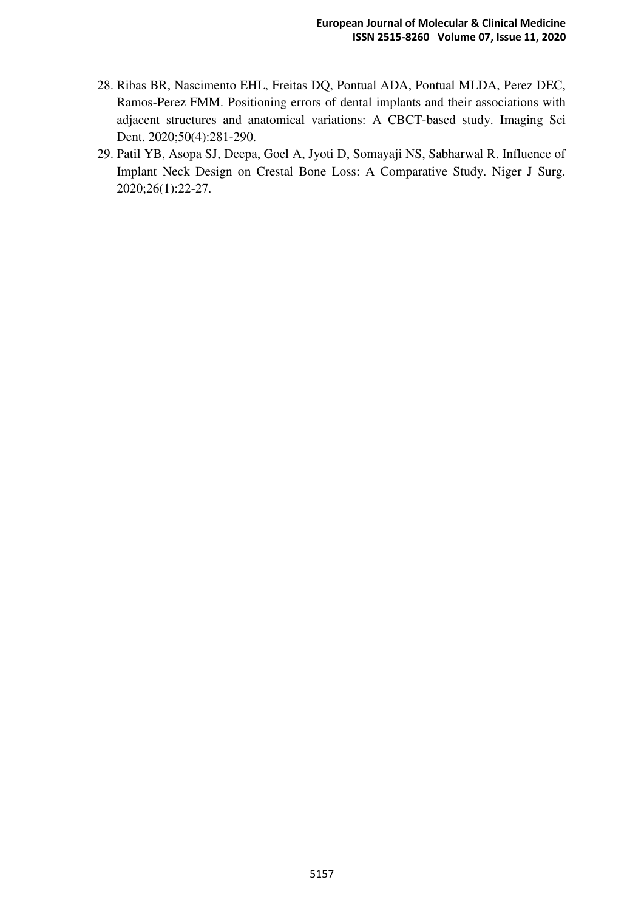28. Ribas BR, Nascimento EHL, Freitas DQ, Pontual ADA, Pontual MLDA, Perez DEC, Ramos-Perez FMM. Positioning errors of dental implants and their associations with adjacent structures and anatomical variations: A CBCT-based study. Imaging Sci Dent. 2020;50(4):281-290.
29. Patil YB, Asopa SJ, Deepa, Goel A, Jyoti D, Somayaji NS, Sabharwal R. Influence of Implant Neck Design on Crestal Bone Loss: A Comparative Study. Niger J Surg. 2020;26(1):22-27.